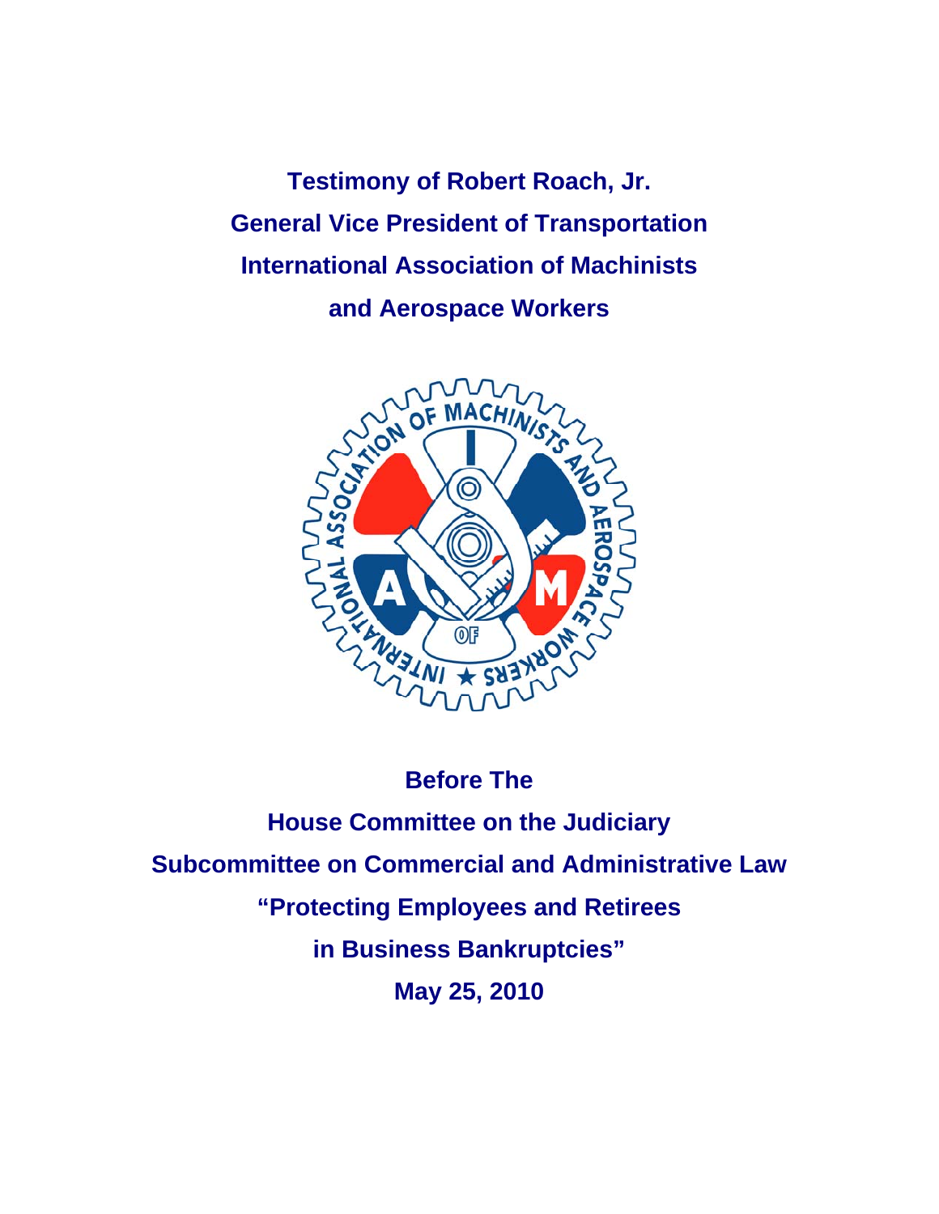# Testimony of Robert Roach, Jr.

## General Vice President of Transportation

## International Association of Machinists and Aerospace Workers

**Before The**

**House Committee on the Judiciary**

**Subcommittee on Commercial and Administrative Law**

**"Protecting Employees and Retirees in Business Bankruptcies"**

**May 25, 2010**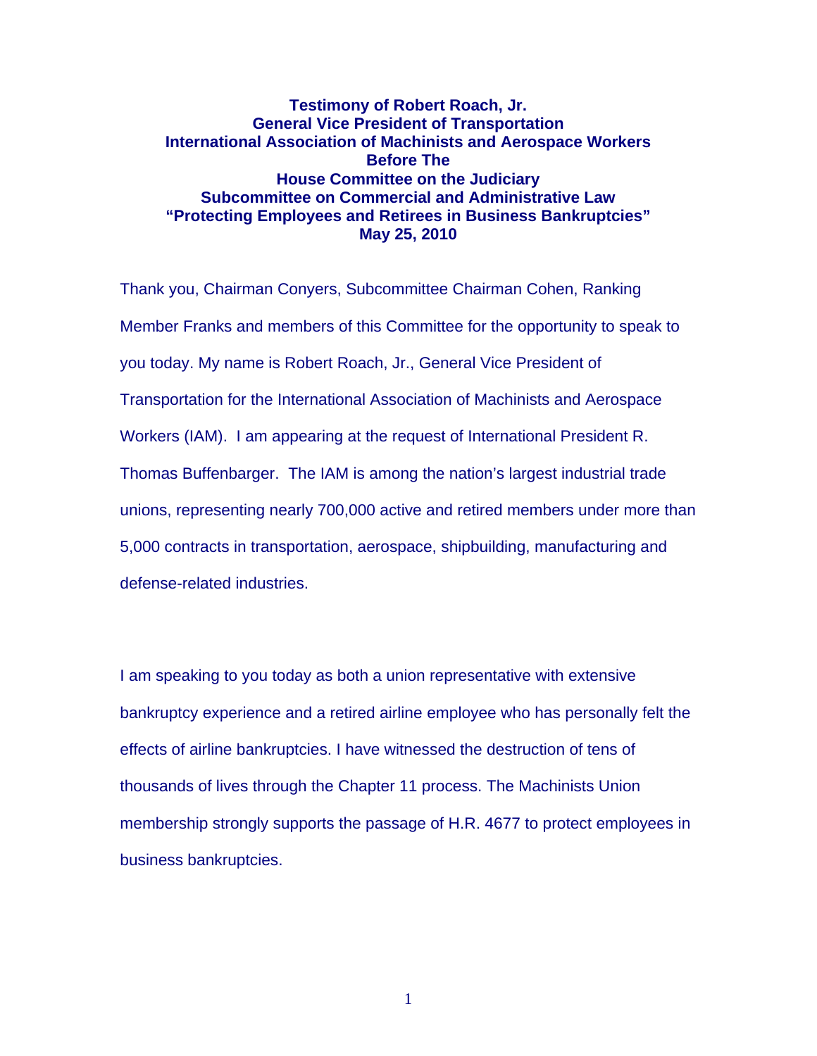**Testimony of Robert Roach, Jr.**
**General Vice President of Transportation**
**International Association of Machinists and Aerospace Workers**
**Before The**
**House Committee on the Judiciary**
**Subcommittee on Commercial and Administrative Law**
**"Protecting Employees and Retirees in Business Bankruptcies"**
**May 25, 2010**

Thank you, Chairman Conyers, Subcommittee Chairman Cohen, Ranking Member Franks and members of this Committee for the opportunity to speak to you today. My name is Robert Roach, Jr., General Vice President of Transportation for the International Association of Machinists and Aerospace Workers (IAM). I am appearing at the request of International President R. Thomas Buffenbarger. The IAM is among the nation's largest industrial trade unions, representing nearly 700,000 active and retired members under more than 5,000 contracts in transportation, aerospace, shipbuilding, manufacturing and defense-related industries.

I am speaking to you today as both a union representative with extensive bankruptcy experience and a retired airline employee who has personally felt the effects of airline bankruptcies. I have witnessed the destruction of tens of thousands of lives through the Chapter 11 process. The Machinists Union membership strongly supports the passage of H.R. 4677 to protect employees in business bankruptcies.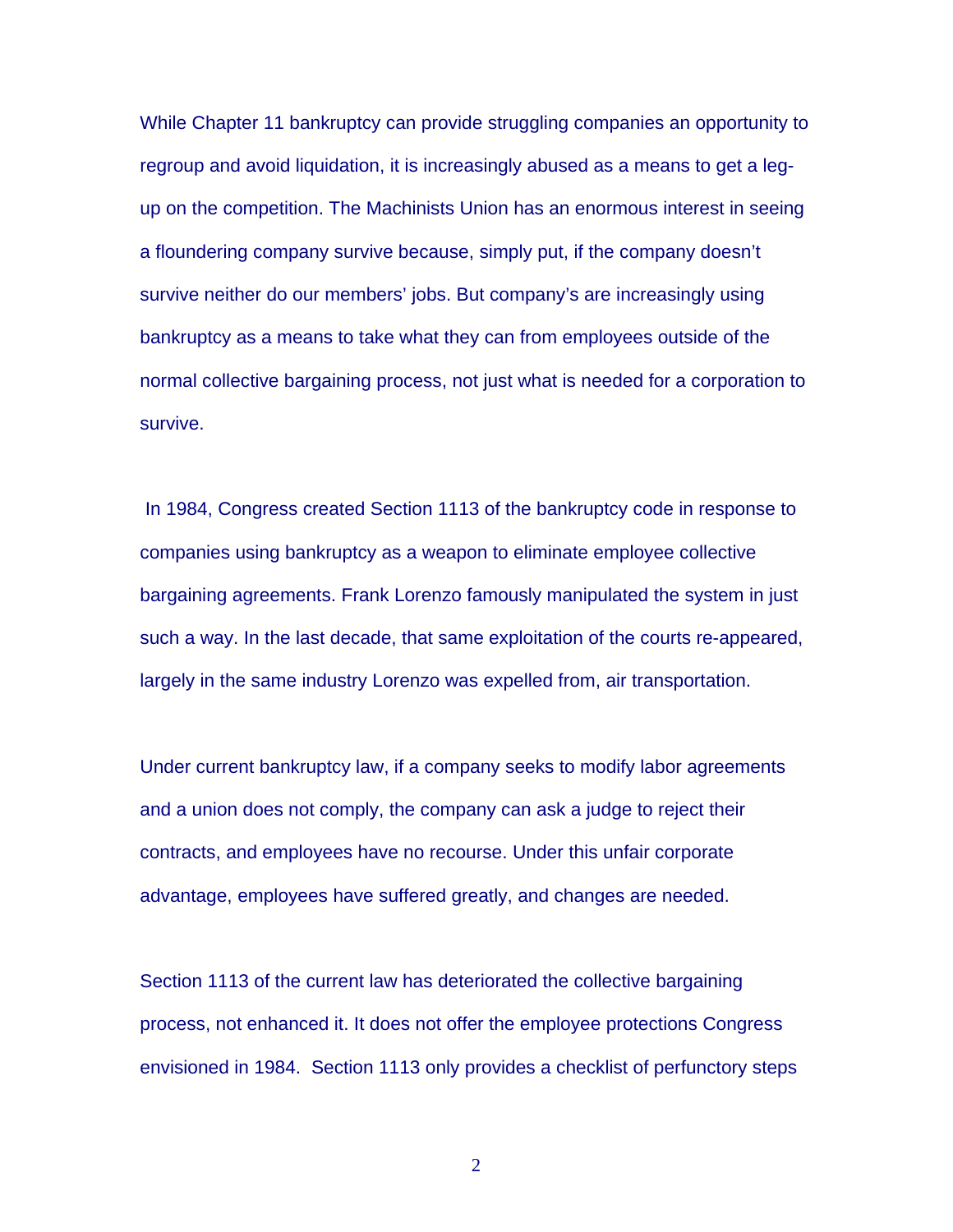While Chapter 11 bankruptcy can provide struggling companies an opportunity to regroup and avoid liquidation, it is increasingly abused as a means to get a leg-up on the competition. The Machinists Union has an enormous interest in seeing a floundering company survive because, simply put, if the company doesn't survive neither do our members' jobs. But company's are increasingly using bankruptcy as a means to take what they can from employees outside of the normal collective bargaining process, not just what is needed for a corporation to survive.

In 1984, Congress created Section 1113 of the bankruptcy code in response to companies using bankruptcy as a weapon to eliminate employee collective bargaining agreements. Frank Lorenzo famously manipulated the system in just such a way. In the last decade, that same exploitation of the courts re-appeared, largely in the same industry Lorenzo was expelled from, air transportation.

Under current bankruptcy law, if a company seeks to modify labor agreements and a union does not comply, the company can ask a judge to reject their contracts, and employees have no recourse. Under this unfair corporate advantage, employees have suffered greatly, and changes are needed.

Section 1113 of the current law has deteriorated the collective bargaining process, not enhanced it. It does not offer the employee protections Congress envisioned in 1984. Section 1113 only provides a checklist of perfunctory steps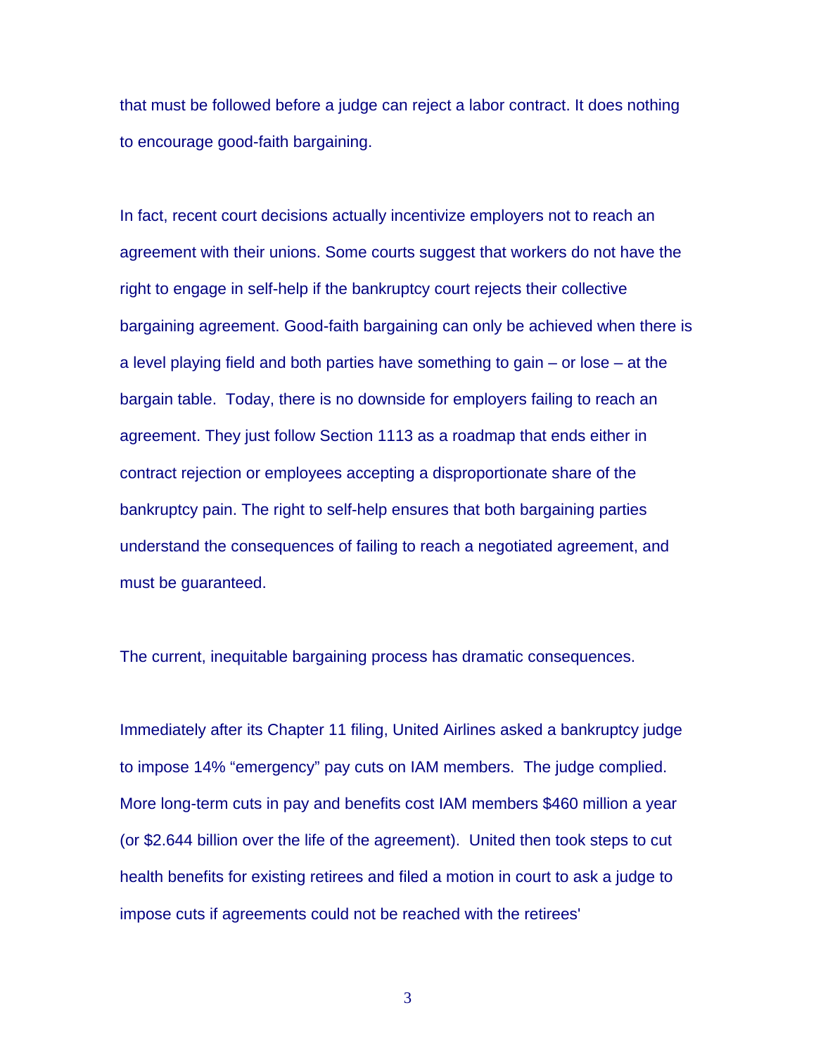that must be followed before a judge can reject a labor contract. It does nothing to encourage good-faith bargaining.

In fact, recent court decisions actually incentivize employers not to reach an agreement with their unions. Some courts suggest that workers do not have the right to engage in self-help if the bankruptcy court rejects their collective bargaining agreement. Good-faith bargaining can only be achieved when there is a level playing field and both parties have something to gain – or lose – at the bargain table. Today, there is no downside for employers failing to reach an agreement. They just follow Section 1113 as a roadmap that ends either in contract rejection or employees accepting a disproportionate share of the bankruptcy pain. The right to self-help ensures that both bargaining parties understand the consequences of failing to reach a negotiated agreement, and must be guaranteed.

The current, inequitable bargaining process has dramatic consequences.

Immediately after its Chapter 11 filing, United Airlines asked a bankruptcy judge to impose 14% "emergency" pay cuts on IAM members. The judge complied. More long-term cuts in pay and benefits cost IAM members $460 million a year (or $2.644 billion over the life of the agreement). United then took steps to cut health benefits for existing retirees and filed a motion in court to ask a judge to impose cuts if agreements could not be reached with the retirees'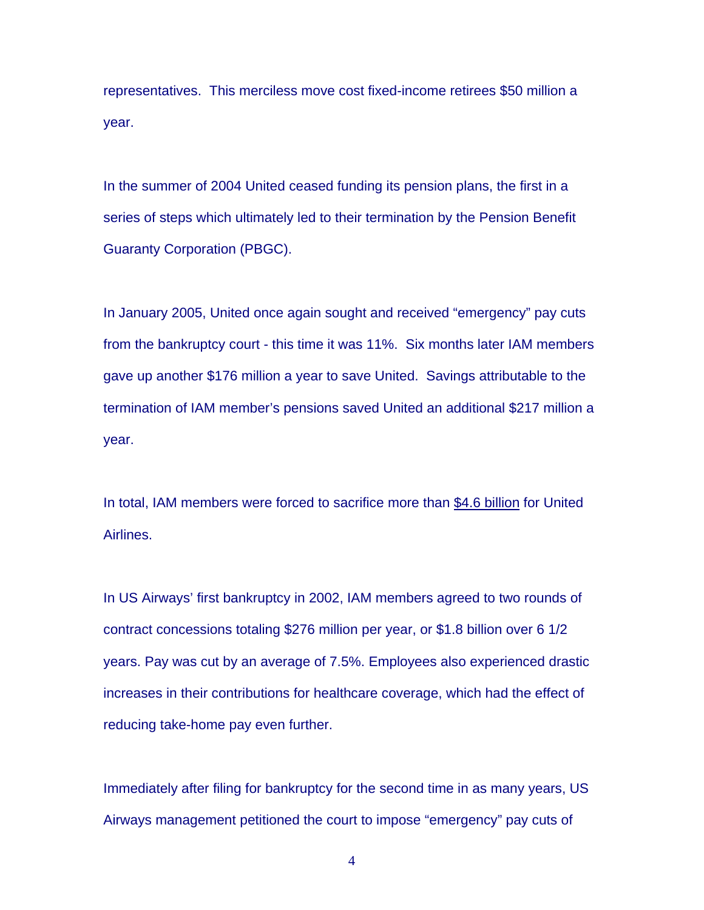representatives. This merciless move cost fixed-income retirees $50 million a year.

In the summer of 2004 United ceased funding its pension plans, the first in a series of steps which ultimately led to their termination by the Pension Benefit Guaranty Corporation (PBGC).

In January 2005, United once again sought and received “emergency” pay cuts from the bankruptcy court - this time it was 11%. Six months later IAM members gave up another $176 million a year to save United. Savings attributable to the termination of IAM member’s pensions saved United an additional $217 million a year.

In total, IAM members were forced to sacrifice more than <u>$4.6 billion</u> for United Airlines.

In US Airways’ first bankruptcy in 2002, IAM members agreed to two rounds of contract concessions totaling $276 million per year, or $1.8 billion over 6 1/2 years. Pay was cut by an average of 7.5%. Employees also experienced drastic increases in their contributions for healthcare coverage, which had the effect of reducing take-home pay even further.

Immediately after filing for bankruptcy for the second time in as many years, US Airways management petitioned the court to impose “emergency” pay cuts of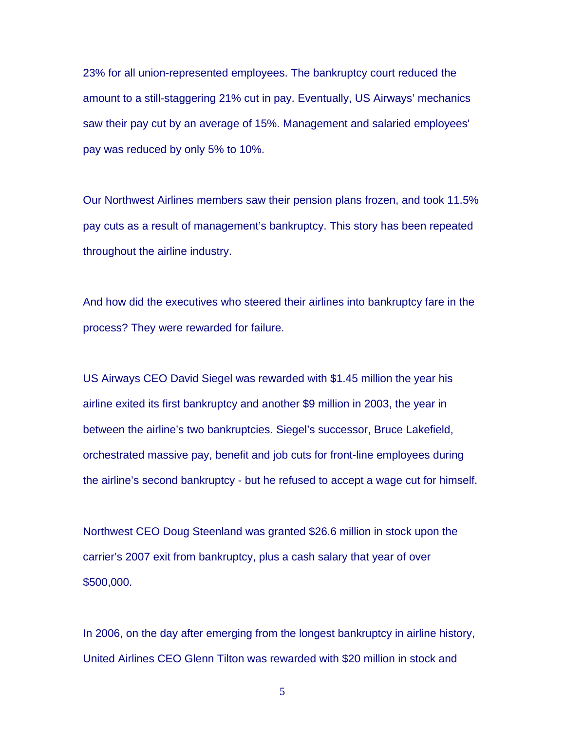23% for all union-represented employees. The bankruptcy court reduced the amount to a still-staggering 21% cut in pay. Eventually, US Airways' mechanics saw their pay cut by an average of 15%. Management and salaried employees' pay was reduced by only 5% to 10%.

Our Northwest Airlines members saw their pension plans frozen, and took 11.5% pay cuts as a result of management's bankruptcy. This story has been repeated throughout the airline industry.

And how did the executives who steered their airlines into bankruptcy fare in the process? They were rewarded for failure.

US Airways CEO David Siegel was rewarded with $1.45 million the year his airline exited its first bankruptcy and another $9 million in 2003, the year in between the airline's two bankruptcies. Siegel's successor, Bruce Lakefield, orchestrated massive pay, benefit and job cuts for front-line employees during the airline's second bankruptcy - but he refused to accept a wage cut for himself.

Northwest CEO Doug Steenland was granted $26.6 million in stock upon the carrier's 2007 exit from bankruptcy, plus a cash salary that year of over $500,000.

In 2006, on the day after emerging from the longest bankruptcy in airline history, United Airlines CEO Glenn Tilton was rewarded with $20 million in stock and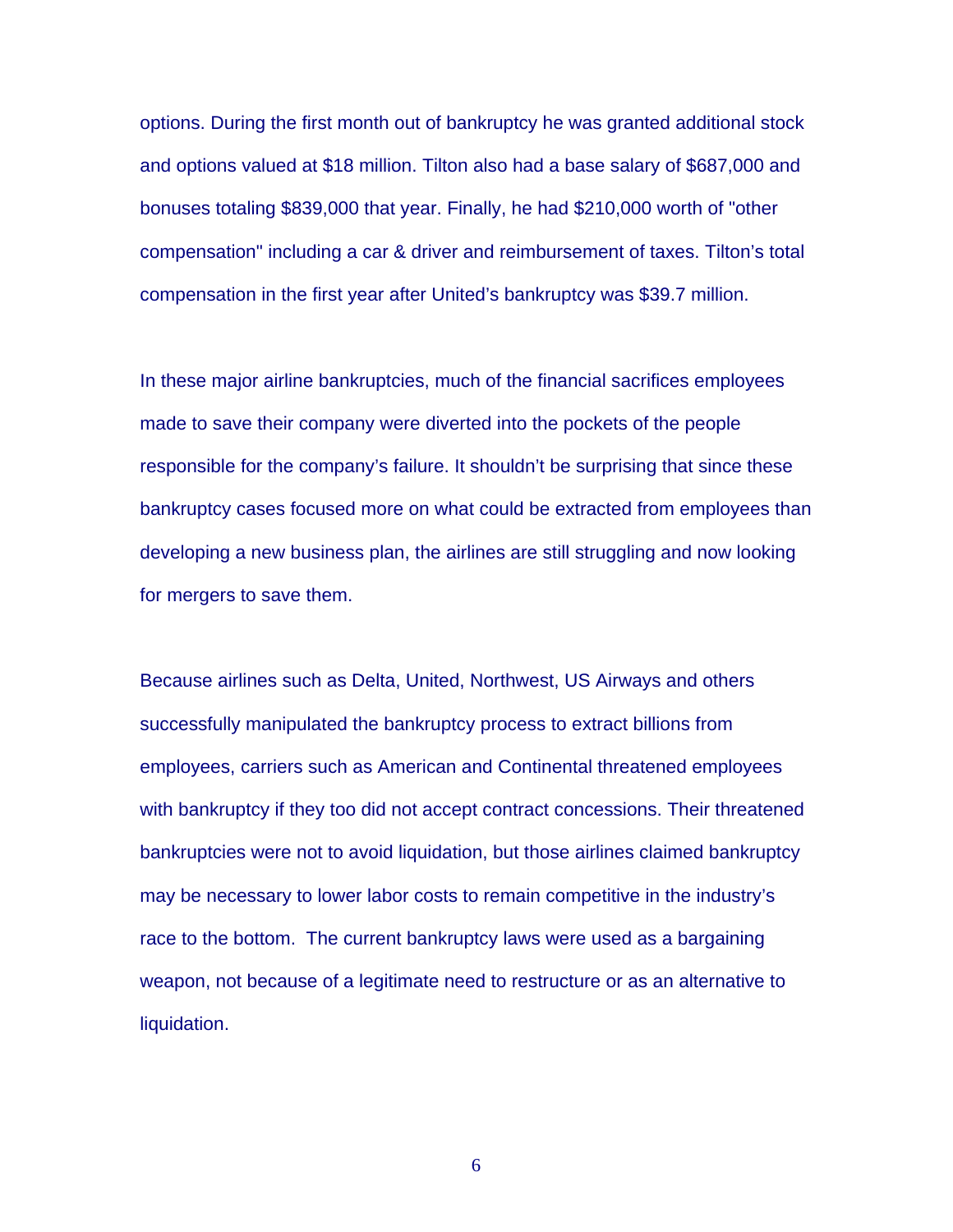options. During the first month out of bankruptcy he was granted additional stock and options valued at $18 million. Tilton also had a base salary of $687,000 and bonuses totaling $839,000 that year. Finally, he had $210,000 worth of "other compensation" including a car & driver and reimbursement of taxes. Tilton's total compensation in the first year after United's bankruptcy was $39.7 million.

In these major airline bankruptcies, much of the financial sacrifices employees made to save their company were diverted into the pockets of the people responsible for the company's failure. It shouldn't be surprising that since these bankruptcy cases focused more on what could be extracted from employees than developing a new business plan, the airlines are still struggling and now looking for mergers to save them.

Because airlines such as Delta, United, Northwest, US Airways and others successfully manipulated the bankruptcy process to extract billions from employees, carriers such as American and Continental threatened employees with bankruptcy if they too did not accept contract concessions. Their threatened bankruptcies were not to avoid liquidation, but those airlines claimed bankruptcy may be necessary to lower labor costs to remain competitive in the industry's race to the bottom. The current bankruptcy laws were used as a bargaining weapon, not because of a legitimate need to restructure or as an alternative to liquidation.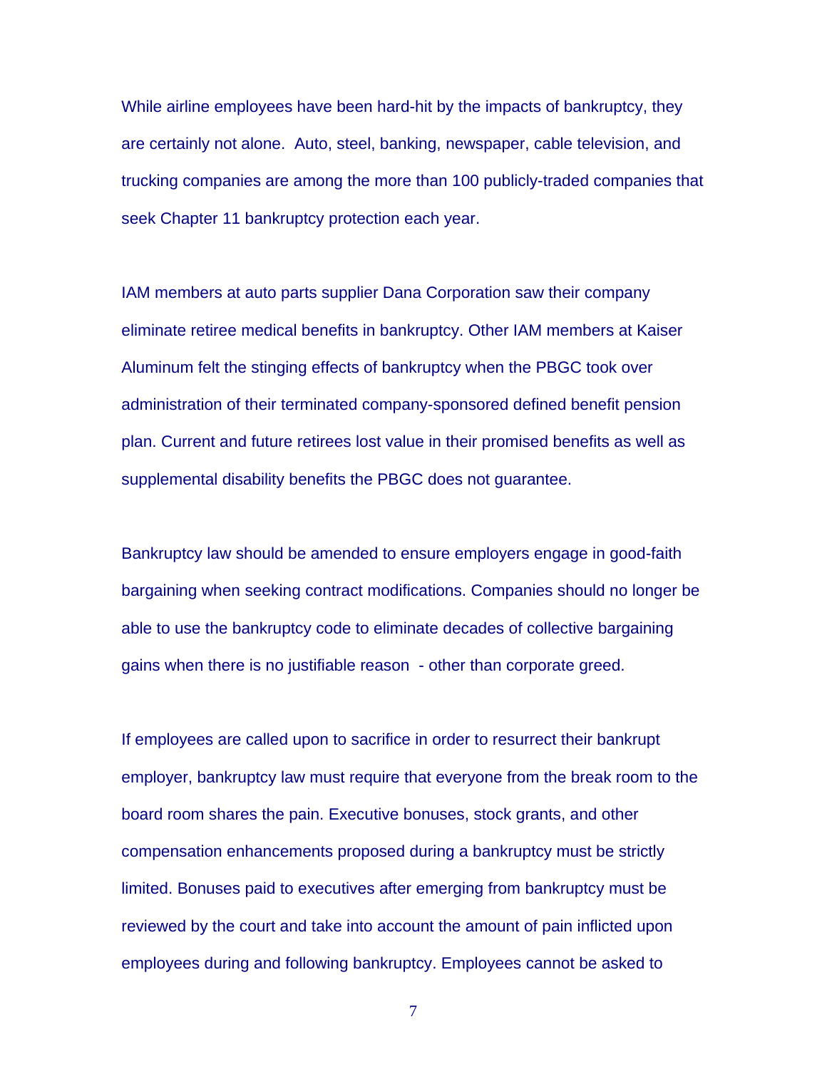While airline employees have been hard-hit by the impacts of bankruptcy, they are certainly not alone. Auto, steel, banking, newspaper, cable television, and trucking companies are among the more than 100 publicly-traded companies that seek Chapter 11 bankruptcy protection each year.

IAM members at auto parts supplier Dana Corporation saw their company eliminate retiree medical benefits in bankruptcy. Other IAM members at Kaiser Aluminum felt the stinging effects of bankruptcy when the PBGC took over administration of their terminated company-sponsored defined benefit pension plan. Current and future retirees lost value in their promised benefits as well as supplemental disability benefits the PBGC does not guarantee.

Bankruptcy law should be amended to ensure employers engage in good-faith bargaining when seeking contract modifications. Companies should no longer be able to use the bankruptcy code to eliminate decades of collective bargaining gains when there is no justifiable reason - other than corporate greed.

If employees are called upon to sacrifice in order to resurrect their bankrupt employer, bankruptcy law must require that everyone from the break room to the board room shares the pain. Executive bonuses, stock grants, and other compensation enhancements proposed during a bankruptcy must be strictly limited. Bonuses paid to executives after emerging from bankruptcy must be reviewed by the court and take into account the amount of pain inflicted upon employees during and following bankruptcy. Employees cannot be asked to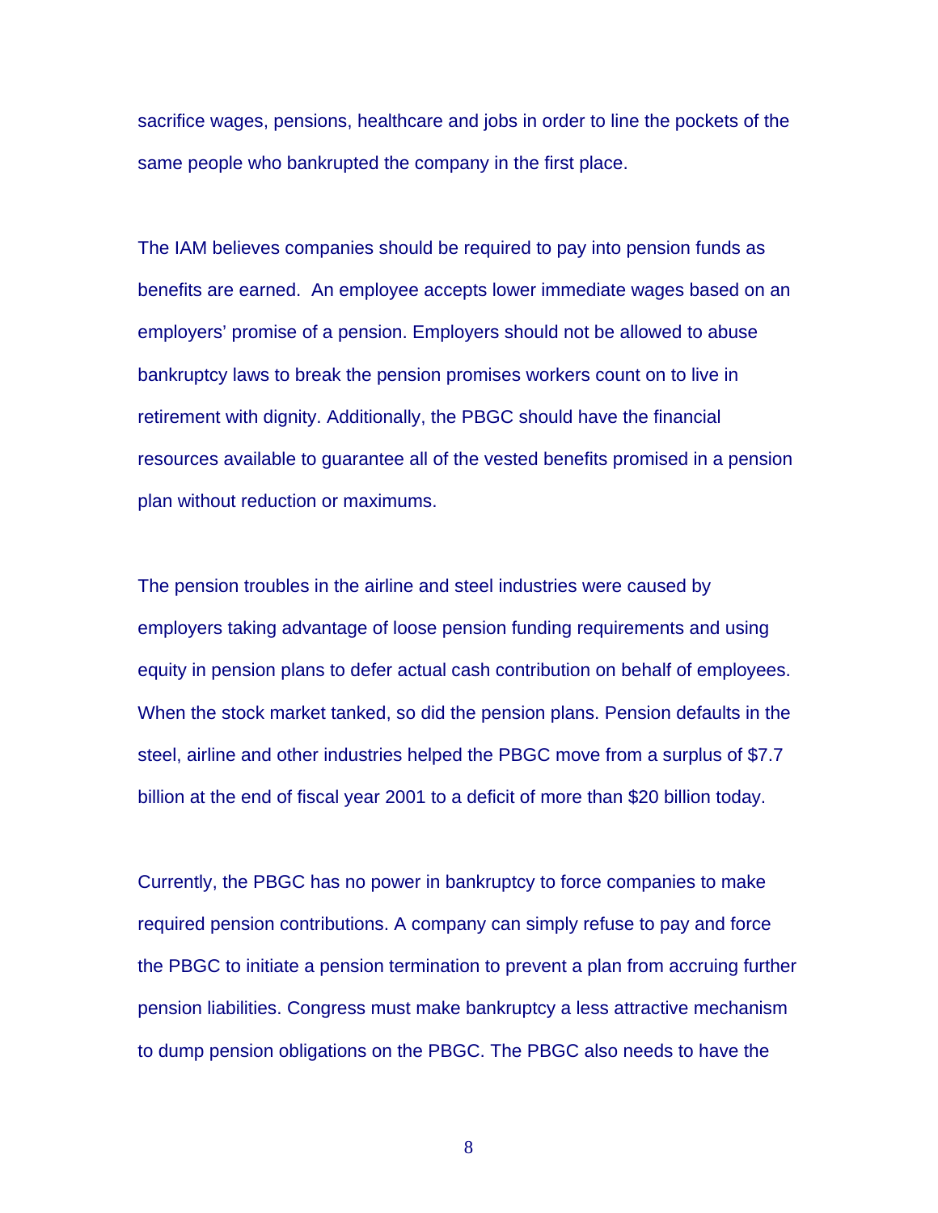sacrifice wages, pensions, healthcare and jobs in order to line the pockets of the same people who bankrupted the company in the first place.

The IAM believes companies should be required to pay into pension funds as benefits are earned. An employee accepts lower immediate wages based on an employers' promise of a pension. Employers should not be allowed to abuse bankruptcy laws to break the pension promises workers count on to live in retirement with dignity. Additionally, the PBGC should have the financial resources available to guarantee all of the vested benefits promised in a pension plan without reduction or maximums.

The pension troubles in the airline and steel industries were caused by employers taking advantage of loose pension funding requirements and using equity in pension plans to defer actual cash contribution on behalf of employees. When the stock market tanked, so did the pension plans. Pension defaults in the steel, airline and other industries helped the PBGC move from a surplus of $7.7 billion at the end of fiscal year 2001 to a deficit of more than $20 billion today.

Currently, the PBGC has no power in bankruptcy to force companies to make required pension contributions. A company can simply refuse to pay and force the PBGC to initiate a pension termination to prevent a plan from accruing further pension liabilities. Congress must make bankruptcy a less attractive mechanism to dump pension obligations on the PBGC. The PBGC also needs to have the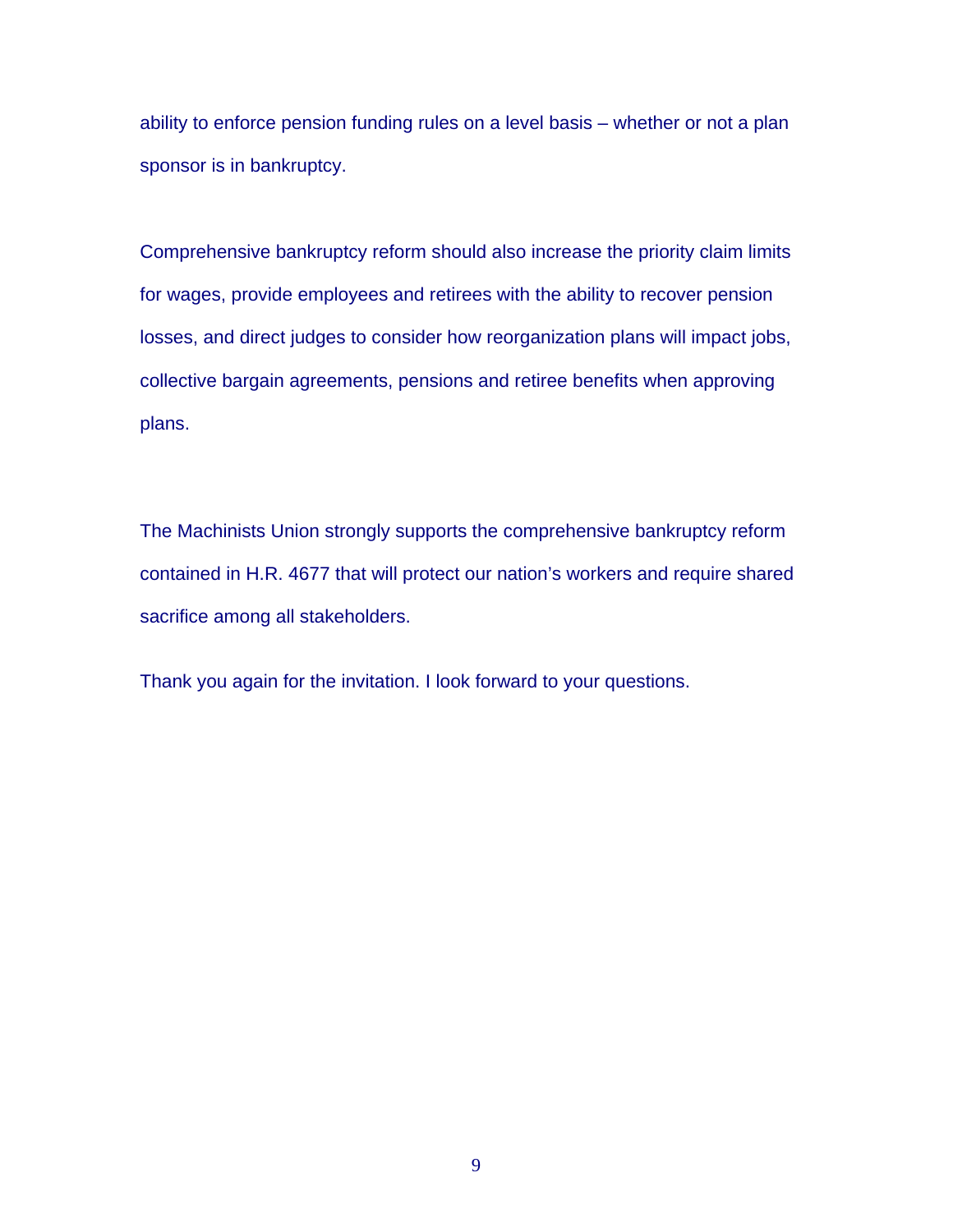ability to enforce pension funding rules on a level basis – whether or not a plan sponsor is in bankruptcy.

Comprehensive bankruptcy reform should also increase the priority claim limits for wages, provide employees and retirees with the ability to recover pension losses, and direct judges to consider how reorganization plans will impact jobs, collective bargain agreements, pensions and retiree benefits when approving plans.

The Machinists Union strongly supports the comprehensive bankruptcy reform contained in H.R. 4677 that will protect our nation's workers and require shared sacrifice among all stakeholders.

Thank you again for the invitation. I look forward to your questions.